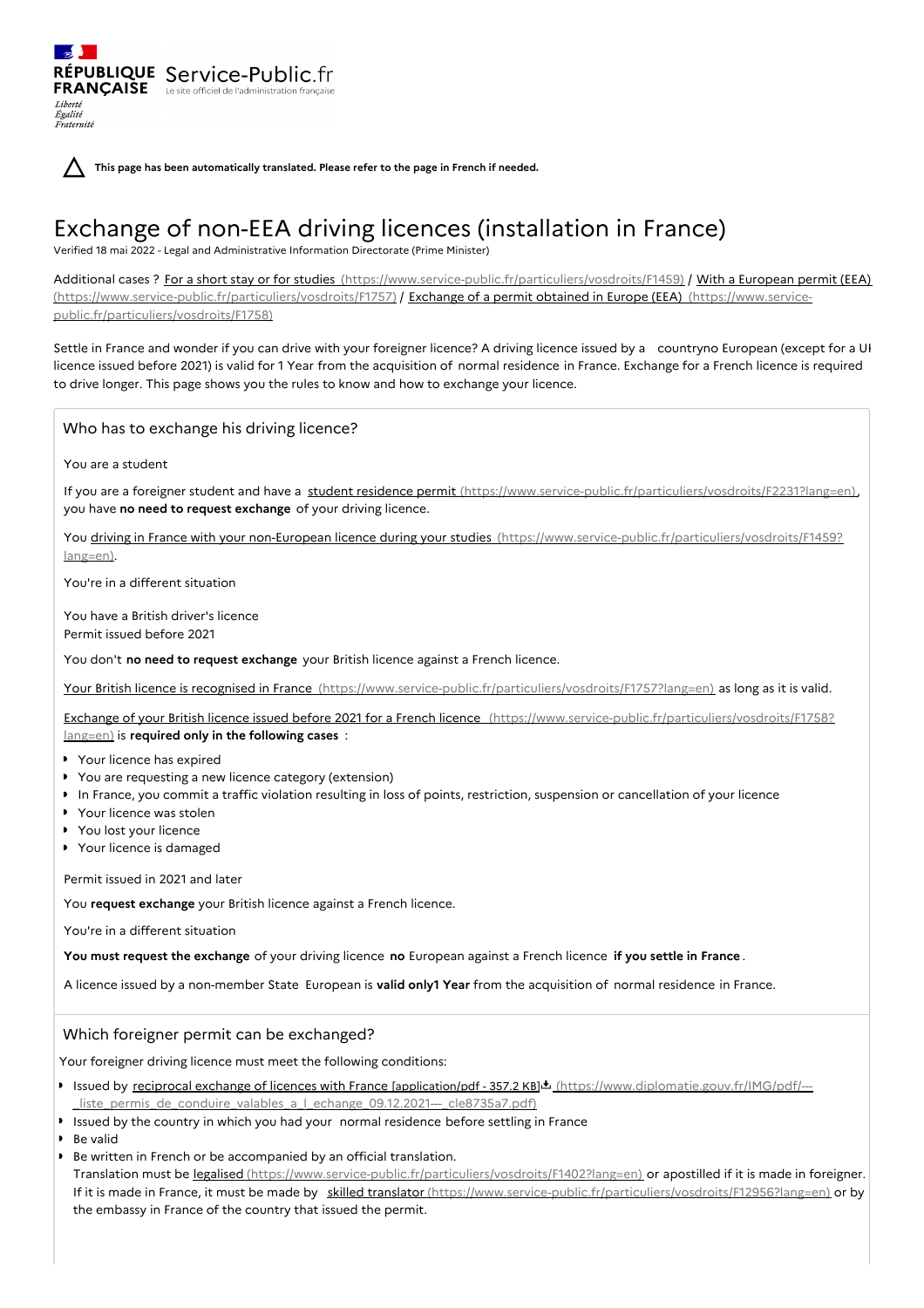RÉPUBLIQUE FRANÇAISE
Liberté
Égalité
Fraternité

Service-Public.fr
Le site officiel de l'administration française

**This page has been automatically translated. Please refer to the page in French if needed.**

# Exchange of non-EEA driving licences (installation in France)

Verified 18 mai 2022 - Legal and Administrative Information Directorate (Prime Minister)

Additional cases ? For a short stay or for studies (https://www.service-public.fr/particuliers/vosdroits/F1459) / With a European permit (EEA) (https://www.service-public.fr/particuliers/vosdroits/F1757) / Exchange of a permit obtained in Europe (EEA) (https://www.service-public.fr/particuliers/vosdroits/F1758)

Settle in France and wonder if you can drive with your foreigner licence? A driving licence issued by a countryno European (except for a UI licence issued before 2021) is valid for 1 Year from the acquisition of normal residence in France. Exchange for a French licence is required to drive longer. This page shows you the rules to know and how to exchange your licence.

## Who has to exchange his driving licence?

You are a student

If you are a foreigner student and have a student residence permit (https://www.service-public.fr/particuliers/vosdroits/F2231?lang=en), you have **no need to request exchange** of your driving licence.

You driving in France with your non-European licence during your studies (https://www.service-public.fr/particuliers/vosdroits/F1459?lang=en).

You're in a different situation

You have a British driver's licence

Permit issued before 2021

You don't **no need to request exchange** your British licence against a French licence.

Your British licence is recognised in France (https://www.service-public.fr/particuliers/vosdroits/F1757?lang=en) as long as it is valid.

Exchange of your British licence issued before 2021 for a French licence (https://www.service-public.fr/particuliers/vosdroits/F1758?lang=en) is **required only in the following cases** :

- Your licence has expired
- You are requesting a new licence category (extension)
- In France, you commit a traffic violation resulting in loss of points, restriction, suspension or cancellation of your licence
- Your licence was stolen
- You lost your licence
- Your licence is damaged

Permit issued in 2021 and later

You **request exchange** your British licence against a French licence.

You're in a different situation

**You must request the exchange** of your driving licence **no** European against a French licence **if you settle in France** .

A licence issued by a non-member State European is **valid only1 Year** from the acquisition of normal residence in France.

## Which foreigner permit can be exchanged?

Your foreigner driving licence must meet the following conditions:

- Issued by reciprocal exchange of licences with France [application/pdf - 357.2 KB] (https://www.diplomatie.gouv.fr/IMG/pdf/---_liste_permis_de_conduire_valables_a_l_echange_09.12.2021---_cle8735a7.pdf)
- Issued by the country in which you had your normal residence before settling in France
- Be valid
- Be written in French or be accompanied by an official translation.
  Translation must be legalised (https://www.service-public.fr/particuliers/vosdroits/F1402?lang=en) or apostilled if it is made in foreigner. If it is made in France, it must be made by skilled translator (https://www.service-public.fr/particuliers/vosdroits/F12956?lang=en) or by the embassy in France of the country that issued the permit.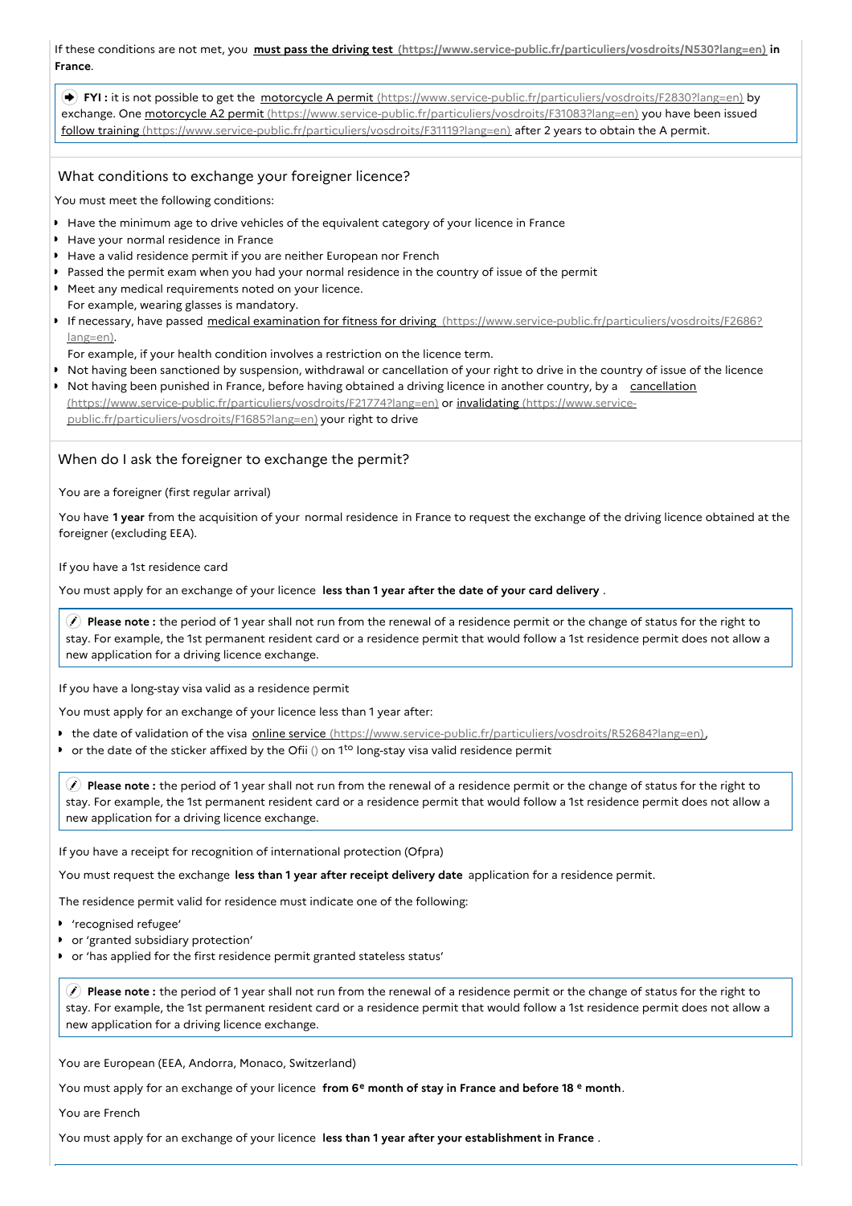If these conditions are not met, you **must pass the driving test (https://www.service-public.fr/particuliers/vosdroits/N530?lang=en) in France**.

**FYI :** it is not possible to get the motorcycle A permit (https://www.service-public.fr/particuliers/vosdroits/F2830?lang=en) by exchange. One motorcycle A2 permit (https://www.service-public.fr/particuliers/vosdroits/F31083?lang=en) you have been issued follow training (https://www.service-public.fr/particuliers/vosdroits/F31119?lang=en) after 2 years to obtain the A permit.

## What conditions to exchange your foreigner licence?

You must meet the following conditions:

- Have the minimum age to drive vehicles of the equivalent category of your licence in France
- Have your normal residence in France
- Have a valid residence permit if you are neither European nor French
- Passed the permit exam when you had your normal residence in the country of issue of the permit
- Meet any medical requirements noted on your licence.
  For example, wearing glasses is mandatory.
- If necessary, have passed medical examination for fitness for driving (https://www.service-public.fr/particuliers/vosdroits/F2686?lang=en).
  For example, if your health condition involves a restriction on the licence term.
- Not having been sanctioned by suspension, withdrawal or cancellation of your right to drive in the country of issue of the licence
- Not having been punished in France, before having obtained a driving licence in another country, by a cancellation (https://www.service-public.fr/particuliers/vosdroits/F21774?lang=en) or invalidating (https://www.service-public.fr/particuliers/vosdroits/F1685?lang=en) your right to drive

## When do I ask the foreigner to exchange the permit?

You are a foreigner (first regular arrival)

You have **1 year** from the acquisition of your normal residence in France to request the exchange of the driving licence obtained at the foreigner (excluding EEA).

If you have a 1st residence card

You must apply for an exchange of your licence **less than 1 year after the date of your card delivery** .

**Please note :** the period of 1 year shall not run from the renewal of a residence permit or the change of status for the right to stay. For example, the 1st permanent resident card or a residence permit that would follow a 1st residence permit does not allow a new application for a driving licence exchange.

If you have a long-stay visa valid as a residence permit

You must apply for an exchange of your licence less than 1 year after:

- the date of validation of the visa online service (https://www.service-public.fr/particuliers/vosdroits/R52684?lang=en),
- or the date of the sticker affixed by the Ofii () on 1[to] long-stay visa valid residence permit

**Please note :** the period of 1 year shall not run from the renewal of a residence permit or the change of status for the right to stay. For example, the 1st permanent resident card or a residence permit that would follow a 1st residence permit does not allow a new application for a driving licence exchange.

If you have a receipt for recognition of international protection (Ofpra)

You must request the exchange **less than 1 year after receipt delivery date** application for a residence permit.

The residence permit valid for residence must indicate one of the following:

- 'recognised refugee'
- or 'granted subsidiary protection'
- or 'has applied for the first residence permit granted stateless status'

**Please note :** the period of 1 year shall not run from the renewal of a residence permit or the change of status for the right to stay. For example, the 1st permanent resident card or a residence permit that would follow a 1st residence permit does not allow a new application for a driving licence exchange.

You are European (EEA, Andorra, Monaco, Switzerland)

You must apply for an exchange of your licence **from 6[e] month of stay in France and before 18 [e] month**.

You are French

You must apply for an exchange of your licence **less than 1 year after your establishment in France** .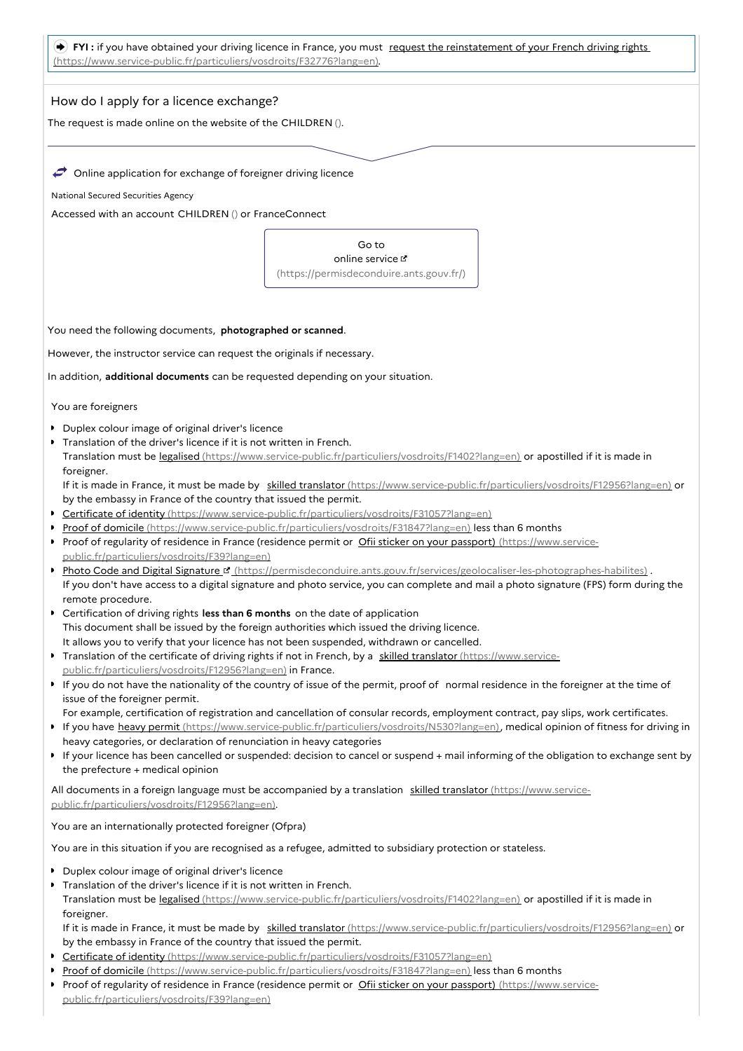**FYI :** if you have obtained your driving licence in France, you must request the reinstatement of your French driving rights (https://www.service-public.fr/particuliers/vosdroits/F32776?lang=en).

## How do I apply for a licence exchange?

The request is made online on the website of the CHILDREN ().

Online application for exchange of foreigner driving licence

National Secured Securities Agency

Accessed with an account CHILDREN () or FranceConnect

Go to online service (https://permisdeconduire.ants.gouv.fr/)

You need the following documents, **photographed or scanned**.

However, the instructor service can request the originals if necessary.

In addition, **additional documents** can be requested depending on your situation.

You are foreigners

- Duplex colour image of original driver's licence
- Translation of the driver's licence if it is not written in French.
  Translation must be legalised (https://www.service-public.fr/particuliers/vosdroits/F1402?lang=en) or apostilled if it is made in foreigner.
  If it is made in France, it must be made by skilled translator (https://www.service-public.fr/particuliers/vosdroits/F12956?lang=en) or by the embassy in France of the country that issued the permit.
- Certificate of identity (https://www.service-public.fr/particuliers/vosdroits/F31057?lang=en)
- Proof of domicile (https://www.service-public.fr/particuliers/vosdroits/F31847?lang=en) less than 6 months
- Proof of regularity of residence in France (residence permit or Ofii sticker on your passport) (https://www.service-public.fr/particuliers/vosdroits/F39?lang=en)
- Photo Code and Digital Signature (https://permisdeconduire.ants.gouv.fr/services/geolocaliser-les-photographes-habilites) .
  If you don't have access to a digital signature and photo service, you can complete and mail a photo signature (FPS) form during the remote procedure.
- Certification of driving rights **less than 6 months** on the date of application
  This document shall be issued by the foreign authorities which issued the driving licence.
  It allows you to verify that your licence has not been suspended, withdrawn or cancelled.
- Translation of the certificate of driving rights if not in French, by a skilled translator (https://www.service-public.fr/particuliers/vosdroits/F12956?lang=en) in France.
- If you do not have the nationality of the country of issue of the permit, proof of normal residence in the foreigner at the time of issue of the foreigner permit.
  For example, certification of registration and cancellation of consular records, employment contract, pay slips, work certificates.
- If you have heavy permit (https://www.service-public.fr/particuliers/vosdroits/N530?lang=en), medical opinion of fitness for driving in heavy categories, or declaration of renunciation in heavy categories
- If your licence has been cancelled or suspended: decision to cancel or suspend + mail informing of the obligation to exchange sent by the prefecture + medical opinion

All documents in a foreign language must be accompanied by a translation skilled translator (https://www.service-public.fr/particuliers/vosdroits/F12956?lang=en).

You are an internationally protected foreigner (Ofpra)

You are in this situation if you are recognised as a refugee, admitted to subsidiary protection or stateless.

- Duplex colour image of original driver's licence
- Translation of the driver's licence if it is not written in French.
  Translation must be legalised (https://www.service-public.fr/particuliers/vosdroits/F1402?lang=en) or apostilled if it is made in foreigner.
  If it is made in France, it must be made by skilled translator (https://www.service-public.fr/particuliers/vosdroits/F12956?lang=en) or by the embassy in France of the country that issued the permit.
- Certificate of identity (https://www.service-public.fr/particuliers/vosdroits/F31057?lang=en)
- Proof of domicile (https://www.service-public.fr/particuliers/vosdroits/F31847?lang=en) less than 6 months
- Proof of regularity of residence in France (residence permit or Ofii sticker on your passport) (https://www.service-public.fr/particuliers/vosdroits/F39?lang=en)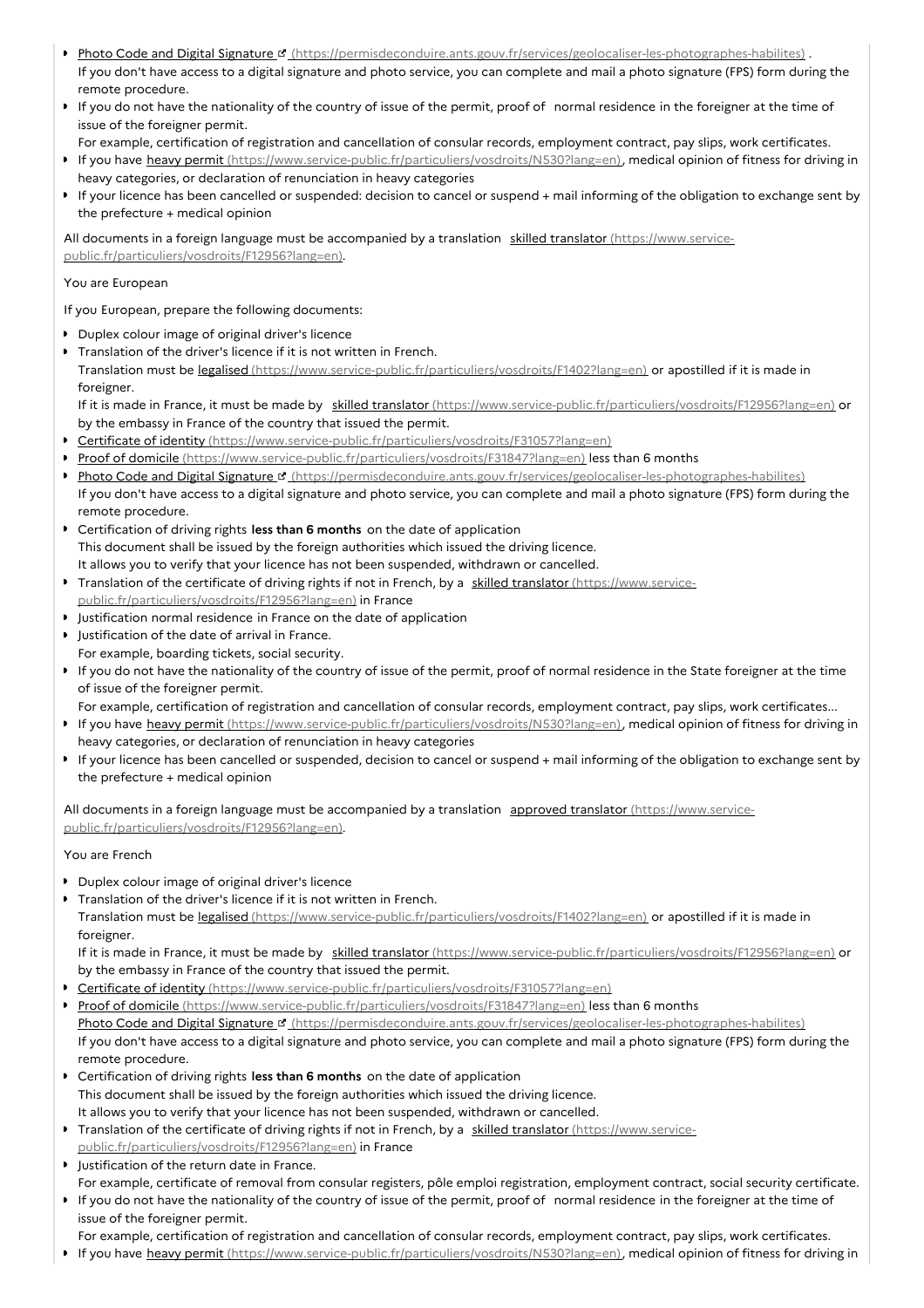- [Photo Code and Digital Signature](https://permisdeconduire.ants.gouv.fr/services/geolocaliser-les-photographes-habilites) (https://permisdeconduire.ants.gouv.fr/services/geolocaliser-les-photographes-habilites) .
  If you don't have access to a digital signature and photo service, you can complete and mail a photo signature (FPS) form during the remote procedure.
- If you do not have the nationality of the country of issue of the permit, proof of normal residence in the foreigner at the time of issue of the foreigner permit.
  For example, certification of registration and cancellation of consular records, employment contract, pay slips, work certificates.
- If you have [heavy permit](https://www.service-public.fr/particuliers/vosdroits/N530?lang=en) (https://www.service-public.fr/particuliers/vosdroits/N530?lang=en), medical opinion of fitness for driving in heavy categories, or declaration of renunciation in heavy categories
- If your licence has been cancelled or suspended: decision to cancel or suspend + mail informing of the obligation to exchange sent by the prefecture + medical opinion

All documents in a foreign language must be accompanied by a translation [skilled translator](https://www.service-public.fr/particuliers/vosdroits/F12956?lang=en) (https://www.service-public.fr/particuliers/vosdroits/F12956?lang=en).

You are European

If you European, prepare the following documents:

- Duplex colour image of original driver's licence
- Translation of the driver's licence if it is not written in French.
  Translation must be [legalised](https://www.service-public.fr/particuliers/vosdroits/F1402?lang=en) (https://www.service-public.fr/particuliers/vosdroits/F1402?lang=en) or apostilled if it is made in foreigner.
  If it is made in France, it must be made by [skilled translator](https://www.service-public.fr/particuliers/vosdroits/F12956?lang=en) (https://www.service-public.fr/particuliers/vosdroits/F12956?lang=en) or by the embassy in France of the country that issued the permit.
- [Certificate of identity](https://www.service-public.fr/particuliers/vosdroits/F31057?lang=en) (https://www.service-public.fr/particuliers/vosdroits/F31057?lang=en)
- [Proof of domicile](https://www.service-public.fr/particuliers/vosdroits/F31847?lang=en) (https://www.service-public.fr/particuliers/vosdroits/F31847?lang=en) less than 6 months
- [Photo Code and Digital Signature](https://permisdeconduire.ants.gouv.fr/services/geolocaliser-les-photographes-habilites) (https://permisdeconduire.ants.gouv.fr/services/geolocaliser-les-photographes-habilites)
  If you don't have access to a digital signature and photo service, you can complete and mail a photo signature (FPS) form during the remote procedure.
- Certification of driving rights **less than 6 months** on the date of application
  This document shall be issued by the foreign authorities which issued the driving licence.
  It allows you to verify that your licence has not been suspended, withdrawn or cancelled.
- Translation of the certificate of driving rights if not in French, by a [skilled translator](https://www.service-public.fr/particuliers/vosdroits/F12956?lang=en) (https://www.service-public.fr/particuliers/vosdroits/F12956?lang=en) in France
- Justification normal residence in France on the date of application
- Justification of the date of arrival in France.
  For example, boarding tickets, social security.
- If you do not have the nationality of the country of issue of the permit, proof of normal residence in the State foreigner at the time of issue of the foreigner permit.
  For example, certification of registration and cancellation of consular records, employment contract, pay slips, work certificates...
- If you have [heavy permit](https://www.service-public.fr/particuliers/vosdroits/N530?lang=en) (https://www.service-public.fr/particuliers/vosdroits/N530?lang=en), medical opinion of fitness for driving in heavy categories, or declaration of renunciation in heavy categories
- If your licence has been cancelled or suspended, decision to cancel or suspend + mail informing of the obligation to exchange sent by the prefecture + medical opinion

All documents in a foreign language must be accompanied by a translation [approved translator](https://www.service-public.fr/particuliers/vosdroits/F12956?lang=en) (https://www.service-public.fr/particuliers/vosdroits/F12956?lang=en).

You are French

- Duplex colour image of original driver's licence
- Translation of the driver's licence if it is not written in French.
  Translation must be [legalised](https://www.service-public.fr/particuliers/vosdroits/F1402?lang=en) (https://www.service-public.fr/particuliers/vosdroits/F1402?lang=en) or apostilled if it is made in foreigner.
  If it is made in France, it must be made by [skilled translator](https://www.service-public.fr/particuliers/vosdroits/F12956?lang=en) (https://www.service-public.fr/particuliers/vosdroits/F12956?lang=en) or by the embassy in France of the country that issued the permit.
- [Certificate of identity](https://www.service-public.fr/particuliers/vosdroits/F31057?lang=en) (https://www.service-public.fr/particuliers/vosdroits/F31057?lang=en)
- [Proof of domicile](https://www.service-public.fr/particuliers/vosdroits/F31847?lang=en) (https://www.service-public.fr/particuliers/vosdroits/F31847?lang=en) less than 6 months
  [Photo Code and Digital Signature](https://permisdeconduire.ants.gouv.fr/services/geolocaliser-les-photographes-habilites) (https://permisdeconduire.ants.gouv.fr/services/geolocaliser-les-photographes-habilites)
  If you don't have access to a digital signature and photo service, you can complete and mail a photo signature (FPS) form during the remote procedure.
- Certification of driving rights **less than 6 months** on the date of application
  This document shall be issued by the foreign authorities which issued the driving licence.
  It allows you to verify that your licence has not been suspended, withdrawn or cancelled.
- Translation of the certificate of driving rights if not in French, by a [skilled translator](https://www.service-public.fr/particuliers/vosdroits/F12956?lang=en) (https://www.service-public.fr/particuliers/vosdroits/F12956?lang=en) in France
- Justification of the return date in France.
  For example, certificate of removal from consular registers, pôle emploi registration, employment contract, social security certificate.
- If you do not have the nationality of the country of issue of the permit, proof of normal residence in the foreigner at the time of issue of the foreigner permit.
  For example, certification of registration and cancellation of consular records, employment contract, pay slips, work certificates.
- If you have [heavy permit](https://www.service-public.fr/particuliers/vosdroits/N530?lang=en) (https://www.service-public.fr/particuliers/vosdroits/N530?lang=en), medical opinion of fitness for driving in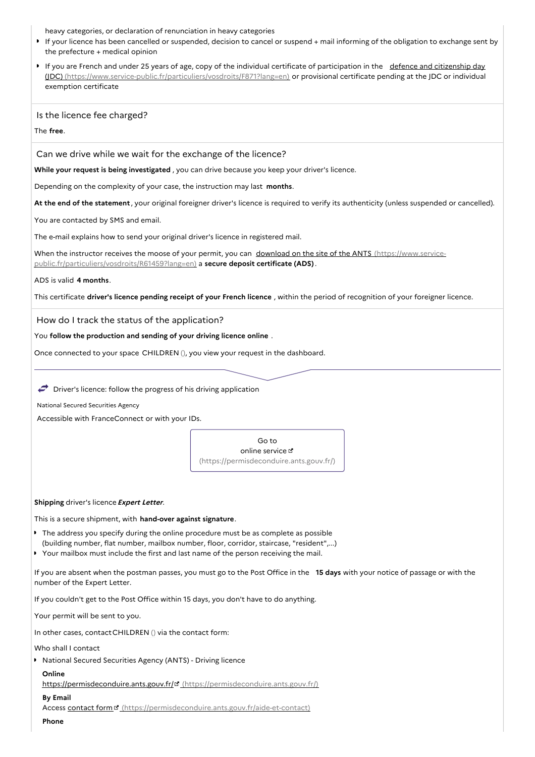heavy categories, or declaration of renunciation in heavy categories

- If your licence has been cancelled or suspended, decision to cancel or suspend + mail informing of the obligation to exchange sent by the prefecture + medical opinion
- If you are French and under 25 years of age, copy of the individual certificate of participation in the defence and citizenship day (JDC) (https://www.service-public.fr/particuliers/vosdroits/F871?lang=en) or provisional certificate pending at the JDC or individual exemption certificate

## Is the licence fee charged?

The **free**.

## Can we drive while we wait for the exchange of the licence?

**While your request is being investigated** , you can drive because you keep your driver's licence.

Depending on the complexity of your case, the instruction may last **months**.

**At the end of the statement**, your original foreigner driver's licence is required to verify its authenticity (unless suspended or cancelled).

You are contacted by SMS and email.

The e-mail explains how to send your original driver's licence in registered mail.

When the instructor receives the moose of your permit, you can download on the site of the ANTS (https://www.service-public.fr/particuliers/vosdroits/R61459?lang=en) a **secure deposit certificate (ADS)**.

ADS is valid **4 months**.

This certificate **driver's licence pending receipt of your French licence** , within the period of recognition of your foreigner licence.

## How do I track the status of the application?

You **follow the production and sending of your driving licence online** .

Once connected to your space CHILDREN (), you view your request in the dashboard.

Driver's licence: follow the progress of his driving application

National Secured Securities Agency

Accessible with FranceConnect or with your IDs.

Go to online service (https://permisdeconduire.ants.gouv.fr/)

**Shipping** driver's licence ***Expert Letter***.

This is a secure shipment, with **hand-over against signature**.

- The address you specify during the online procedure must be as complete as possible (building number, flat number, mailbox number, floor, corridor, staircase, "resident",...)
- Your mailbox must include the first and last name of the person receiving the mail.

If you are absent when the postman passes, you must go to the Post Office in the **15 days** with your notice of passage or with the number of the Expert Letter.

If you couldn't get to the Post Office within 15 days, you don't have to do anything.

Your permit will be sent to you.

In other cases, contact CHILDREN () via the contact form:

Who shall I contact

- National Secured Securities Agency (ANTS) - Driving licence

  **Online**

  https://permisdeconduire.ants.gouv.fr/ (https://permisdeconduire.ants.gouv.fr/)

  **By Email**

  Access contact form (https://permisdeconduire.ants.gouv.fr/aide-et-contact)

  **Phone**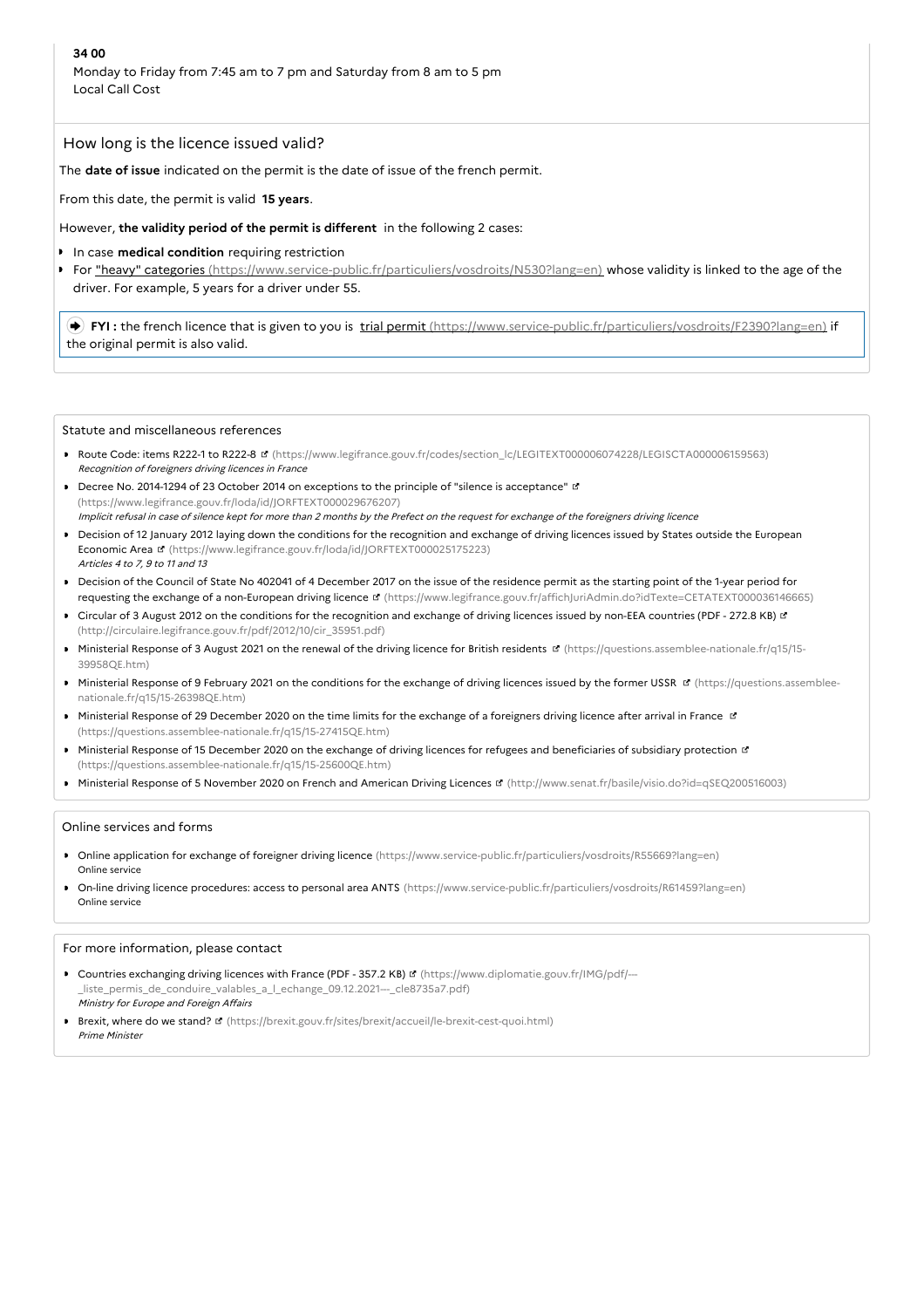**34 00**
Monday to Friday from 7:45 am to 7 pm and Saturday from 8 am to 5 pm
Local Call Cost

## How long is the licence issued valid?

The **date of issue** indicated on the permit is the date of issue of the french permit.

From this date, the permit is valid **15 years**.

However, **the validity period of the permit is different** in the following 2 cases:

- In case **medical condition** requiring restriction
- For "heavy" categories (https://www.service-public.fr/particuliers/vosdroits/N530?lang=en) whose validity is linked to the age of the driver. For example, 5 years for a driver under 55.

**FYI :** the french licence that is given to you is trial permit (https://www.service-public.fr/particuliers/vosdroits/F2390?lang=en) if the original permit is also valid.

## Statute and miscellaneous references

- Route Code: items R222-1 to R222-8 (https://www.legifrance.gouv.fr/codes/section_lc/LEGITEXT000006074228/LEGISCTA000006159563)
  *Recognition of foreigners driving licences in France*
- Decree No. 2014-1294 of 23 October 2014 on exceptions to the principle of "silence is acceptance" (https://www.legifrance.gouv.fr/loda/id/JORFTEXT000029676207)
  *Implicit refusal in case of silence kept for more than 2 months by the Prefect on the request for exchange of the foreigners driving licence*
- Decision of 12 January 2012 laying down the conditions for the recognition and exchange of driving licences issued by States outside the European Economic Area (https://www.legifrance.gouv.fr/loda/id/JORFTEXT000025175223)
  *Articles 4 to 7, 9 to 11 and 13*
- Decision of the Council of State No 402041 of 4 December 2017 on the issue of the residence permit as the starting point of the 1-year period for requesting the exchange of a non-European driving licence (https://www.legifrance.gouv.fr/affichJuriAdmin.do?idTexte=CETATEXT000036146665)
- Circular of 3 August 2012 on the conditions for the recognition and exchange of driving licences issued by non-EEA countries (PDF - 272.8 KB) (http://circulaire.legifrance.gouv.fr/pdf/2012/10/cir_35951.pdf)
- Ministerial Response of 3 August 2021 on the renewal of the driving licence for British residents (https://questions.assemblee-nationale.fr/q15/15-39958QE.htm)
- Ministerial Response of 9 February 2021 on the conditions for the exchange of driving licences issued by the former USSR (https://questions.assemblee-nationale.fr/q15/15-26398QE.htm)
- Ministerial Response of 29 December 2020 on the time limits for the exchange of a foreigners driving licence after arrival in France (https://questions.assemblee-nationale.fr/q15/15-27415QE.htm)
- Ministerial Response of 15 December 2020 on the exchange of driving licences for refugees and beneficiaries of subsidiary protection (https://questions.assemblee-nationale.fr/q15/15-25600QE.htm)
- Ministerial Response of 5 November 2020 on French and American Driving Licences (http://www.senat.fr/basile/visio.do?id=qSEQ200516003)

## Online services and forms

- Online application for exchange of foreigner driving licence (https://www.service-public.fr/particuliers/vosdroits/R55669?lang=en)
  Online service
- On-line driving licence procedures: access to personal area ANTS (https://www.service-public.fr/particuliers/vosdroits/R61459?lang=en)
  Online service

## For more information, please contact

- Countries exchanging driving licences with France (PDF - 357.2 KB) (https://www.diplomatie.gouv.fr/IMG/pdf/---_liste_permis_de_conduire_valables_a_l_echange_09.12.2021---_cle8735a7.pdf)
  *Ministry for Europe and Foreign Affairs*
- Brexit, where do we stand? (https://brexit.gouv.fr/sites/brexit/accueil/le-brexit-cest-quoi.html)
  *Prime Minister*